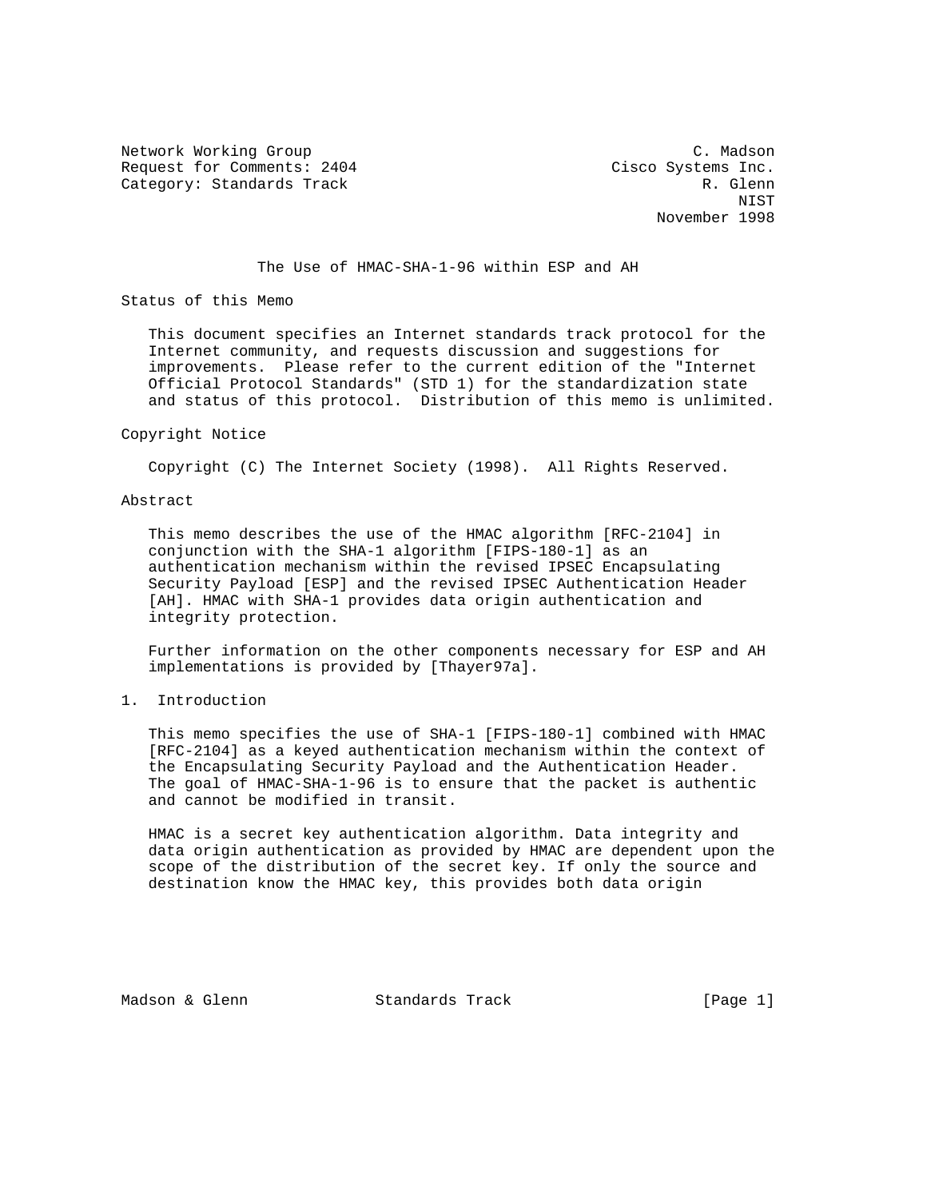Network Working Group C. Madson
Request for Comments: 2404 Cisco Systems Inc.
Category: Standards Track R. Glenn
NIST
November 1998

# The Use of HMAC-SHA-1-96 within ESP and AH

## Status of this Memo

This document specifies an Internet standards track protocol for the Internet community, and requests discussion and suggestions for improvements. Please refer to the current edition of the "Internet Official Protocol Standards" (STD 1) for the standardization state and status of this protocol. Distribution of this memo is unlimited.

## Copyright Notice

Copyright (C) The Internet Society (1998). All Rights Reserved.

## Abstract

This memo describes the use of the HMAC algorithm [RFC-2104] in conjunction with the SHA-1 algorithm [FIPS-180-1] as an authentication mechanism within the revised IPSEC Encapsulating Security Payload [ESP] and the revised IPSEC Authentication Header [AH]. HMAC with SHA-1 provides data origin authentication and integrity protection.

Further information on the other components necessary for ESP and AH implementations is provided by [Thayer97a].

## 1. Introduction

This memo specifies the use of SHA-1 [FIPS-180-1] combined with HMAC [RFC-2104] as a keyed authentication mechanism within the context of the Encapsulating Security Payload and the Authentication Header. The goal of HMAC-SHA-1-96 is to ensure that the packet is authentic and cannot be modified in transit.

HMAC is a secret key authentication algorithm. Data integrity and data origin authentication as provided by HMAC are dependent upon the scope of the distribution of the secret key. If only the source and destination know the HMAC key, this provides both data origin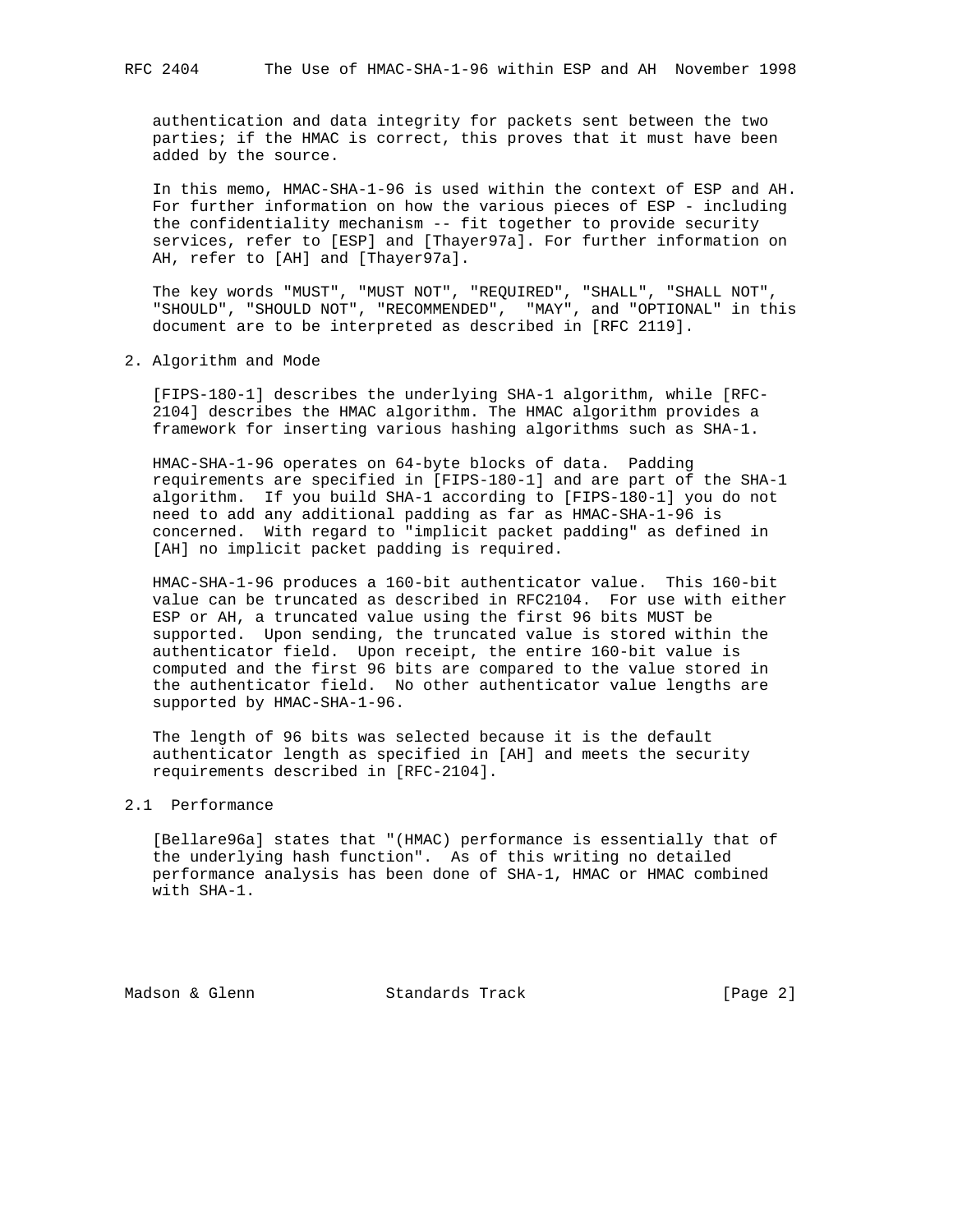authentication and data integrity for packets sent between the two parties; if the HMAC is correct, this proves that it must have been added by the source.

In this memo, HMAC-SHA-1-96 is used within the context of ESP and AH. For further information on how the various pieces of ESP - including the confidentiality mechanism -- fit together to provide security services, refer to [ESP] and [Thayer97a]. For further information on AH, refer to [AH] and [Thayer97a].

The key words "MUST", "MUST NOT", "REQUIRED", "SHALL", "SHALL NOT", "SHOULD", "SHOULD NOT", "RECOMMENDED", "MAY", and "OPTIONAL" in this document are to be interpreted as described in [RFC 2119].

## 2. Algorithm and Mode

[FIPS-180-1] describes the underlying SHA-1 algorithm, while [RFC-2104] describes the HMAC algorithm. The HMAC algorithm provides a framework for inserting various hashing algorithms such as SHA-1.

HMAC-SHA-1-96 operates on 64-byte blocks of data. Padding requirements are specified in [FIPS-180-1] and are part of the SHA-1 algorithm. If you build SHA-1 according to [FIPS-180-1] you do not need to add any additional padding as far as HMAC-SHA-1-96 is concerned. With regard to "implicit packet padding" as defined in [AH] no implicit packet padding is required.

HMAC-SHA-1-96 produces a 160-bit authenticator value. This 160-bit value can be truncated as described in RFC2104. For use with either ESP or AH, a truncated value using the first 96 bits MUST be supported. Upon sending, the truncated value is stored within the authenticator field. Upon receipt, the entire 160-bit value is computed and the first 96 bits are compared to the value stored in the authenticator field. No other authenticator value lengths are supported by HMAC-SHA-1-96.

The length of 96 bits was selected because it is the default authenticator length as specified in [AH] and meets the security requirements described in [RFC-2104].

### 2.1 Performance

[Bellare96a] states that "(HMAC) performance is essentially that of the underlying hash function". As of this writing no detailed performance analysis has been done of SHA-1, HMAC or HMAC combined with SHA-1.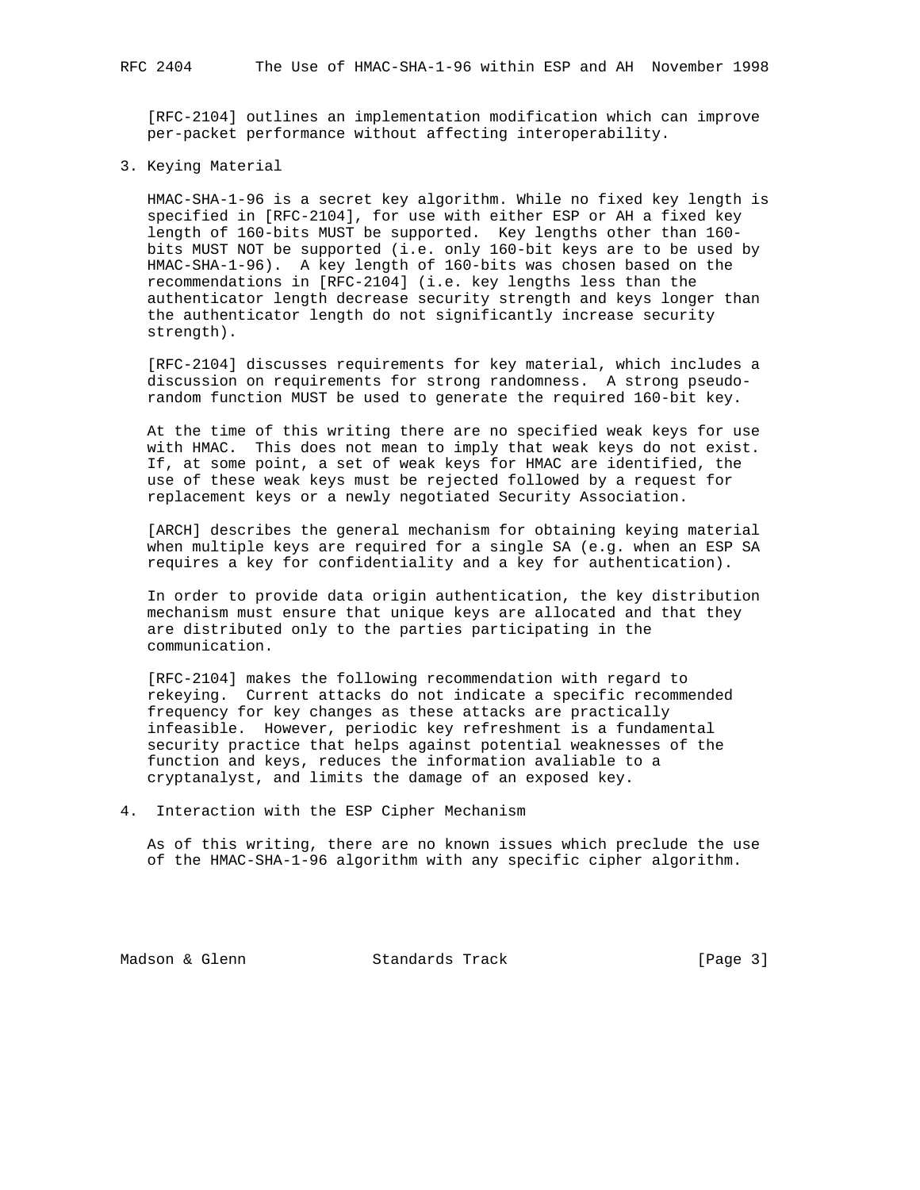[RFC-2104] outlines an implementation modification which can improve per-packet performance without affecting interoperability.

## 3. Keying Material

HMAC-SHA-1-96 is a secret key algorithm. While no fixed key length is specified in [RFC-2104], for use with either ESP or AH a fixed key length of 160-bits MUST be supported. Key lengths other than 160-bits MUST NOT be supported (i.e. only 160-bit keys are to be used by HMAC-SHA-1-96). A key length of 160-bits was chosen based on the recommendations in [RFC-2104] (i.e. key lengths less than the authenticator length decrease security strength and keys longer than the authenticator length do not significantly increase security strength).

[RFC-2104] discusses requirements for key material, which includes a discussion on requirements for strong randomness. A strong pseudo-random function MUST be used to generate the required 160-bit key.

At the time of this writing there are no specified weak keys for use with HMAC. This does not mean to imply that weak keys do not exist. If, at some point, a set of weak keys for HMAC are identified, the use of these weak keys must be rejected followed by a request for replacement keys or a newly negotiated Security Association.

[ARCH] describes the general mechanism for obtaining keying material when multiple keys are required for a single SA (e.g. when an ESP SA requires a key for confidentiality and a key for authentication).

In order to provide data origin authentication, the key distribution mechanism must ensure that unique keys are allocated and that they are distributed only to the parties participating in the communication.

[RFC-2104] makes the following recommendation with regard to rekeying. Current attacks do not indicate a specific recommended frequency for key changes as these attacks are practically infeasible. However, periodic key refreshment is a fundamental security practice that helps against potential weaknesses of the function and keys, reduces the information avaliable to a cryptanalyst, and limits the damage of an exposed key.

## 4. Interaction with the ESP Cipher Mechanism

As of this writing, there are no known issues which preclude the use of the HMAC-SHA-1-96 algorithm with any specific cipher algorithm.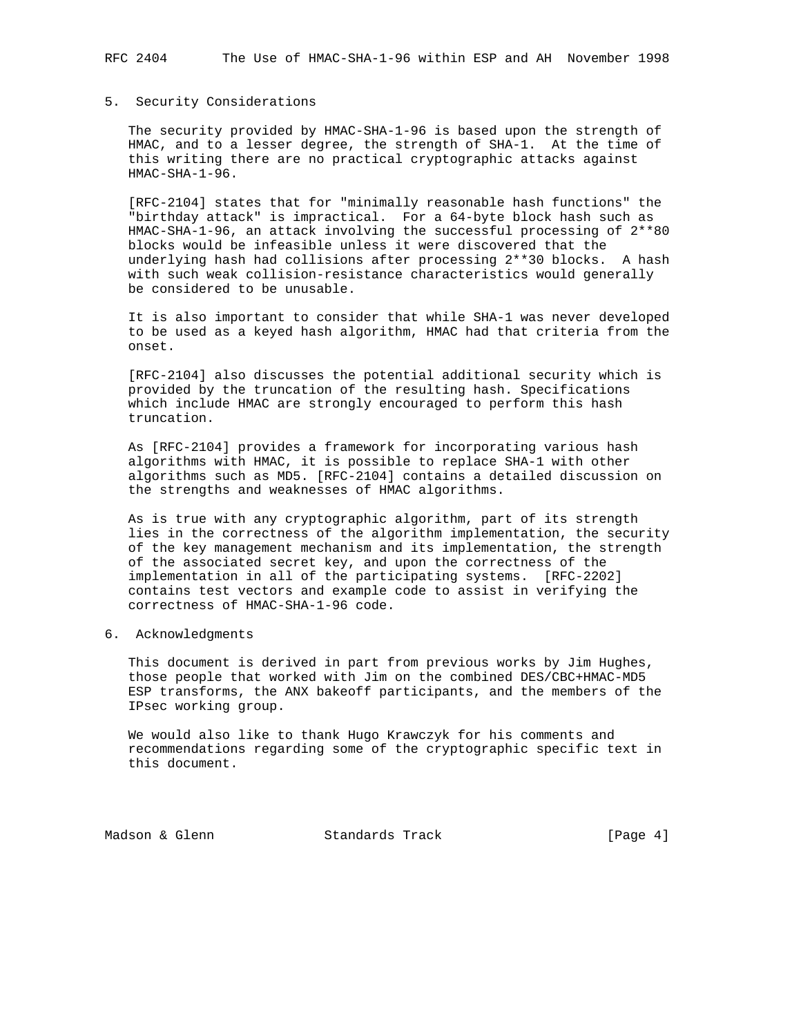## 5. Security Considerations

The security provided by HMAC-SHA-1-96 is based upon the strength of HMAC, and to a lesser degree, the strength of SHA-1. At the time of this writing there are no practical cryptographic attacks against HMAC-SHA-1-96.

[RFC-2104] states that for "minimally reasonable hash functions" the "birthday attack" is impractical. For a 64-byte block hash such as HMAC-SHA-1-96, an attack involving the successful processing of 2**80 blocks would be infeasible unless it were discovered that the underlying hash had collisions after processing 2**30 blocks. A hash with such weak collision-resistance characteristics would generally be considered to be unusable.

It is also important to consider that while SHA-1 was never developed to be used as a keyed hash algorithm, HMAC had that criteria from the onset.

[RFC-2104] also discusses the potential additional security which is provided by the truncation of the resulting hash. Specifications which include HMAC are strongly encouraged to perform this hash truncation.

As [RFC-2104] provides a framework for incorporating various hash algorithms with HMAC, it is possible to replace SHA-1 with other algorithms such as MD5. [RFC-2104] contains a detailed discussion on the strengths and weaknesses of HMAC algorithms.

As is true with any cryptographic algorithm, part of its strength lies in the correctness of the algorithm implementation, the security of the key management mechanism and its implementation, the strength of the associated secret key, and upon the correctness of the implementation in all of the participating systems. [RFC-2202] contains test vectors and example code to assist in verifying the correctness of HMAC-SHA-1-96 code.

## 6. Acknowledgments

This document is derived in part from previous works by Jim Hughes, those people that worked with Jim on the combined DES/CBC+HMAC-MD5 ESP transforms, the ANX bakeoff participants, and the members of the IPsec working group.

We would also like to thank Hugo Krawczyk for his comments and recommendations regarding some of the cryptographic specific text in this document.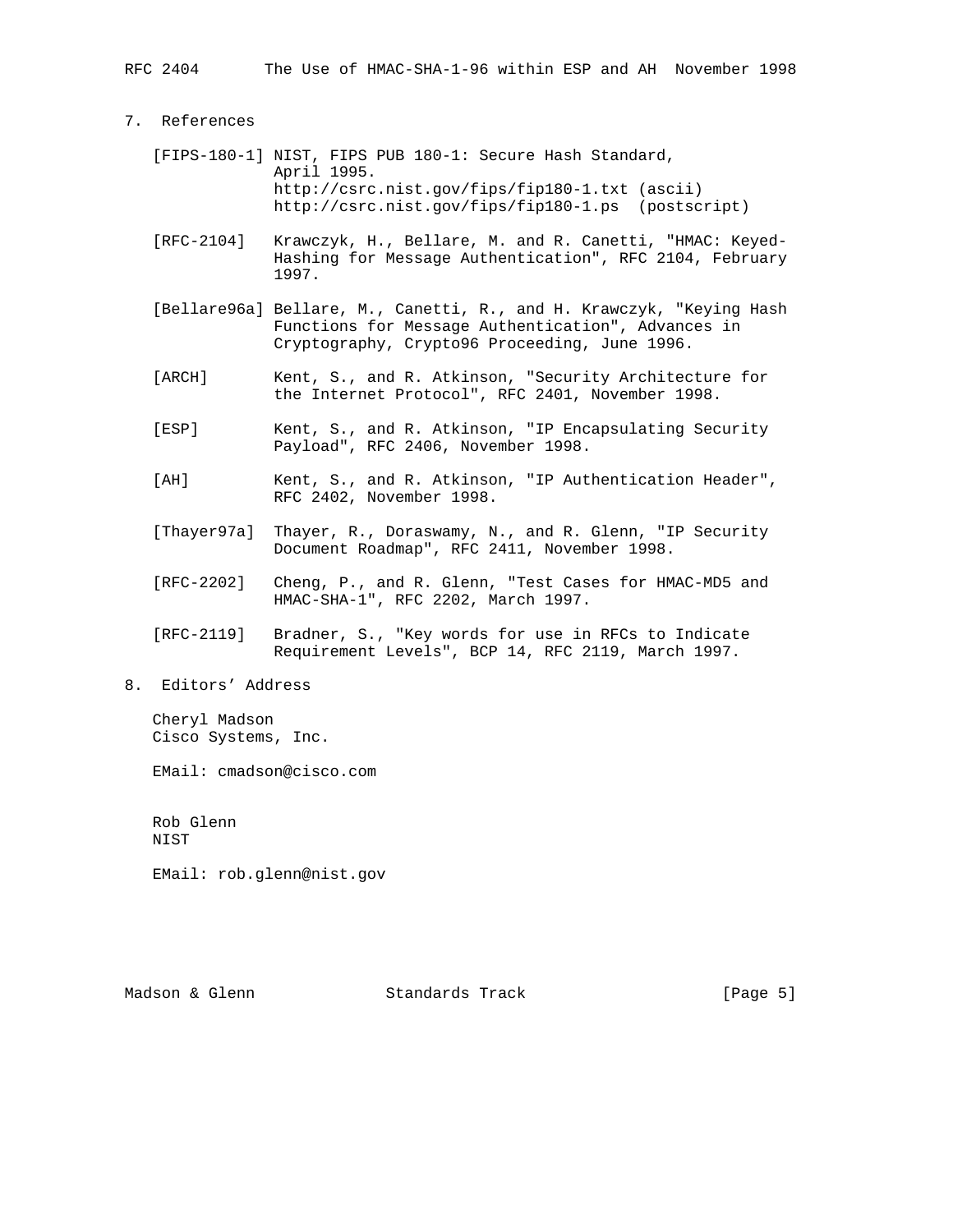## 7. References

[FIPS-180-1] NIST, FIPS PUB 180-1: Secure Hash Standard, April 1995.
http://csrc.nist.gov/fips/fip180-1.txt (ascii)
http://csrc.nist.gov/fips/fip180-1.ps (postscript)

[RFC-2104] Krawczyk, H., Bellare, M. and R. Canetti, "HMAC: Keyed-Hashing for Message Authentication", RFC 2104, February 1997.

[Bellare96a] Bellare, M., Canetti, R., and H. Krawczyk, "Keying Hash Functions for Message Authentication", Advances in Cryptography, Crypto96 Proceeding, June 1996.

[ARCH] Kent, S., and R. Atkinson, "Security Architecture for the Internet Protocol", RFC 2401, November 1998.

[ESP] Kent, S., and R. Atkinson, "IP Encapsulating Security Payload", RFC 2406, November 1998.

[AH] Kent, S., and R. Atkinson, "IP Authentication Header", RFC 2402, November 1998.

[Thayer97a] Thayer, R., Doraswamy, N., and R. Glenn, "IP Security Document Roadmap", RFC 2411, November 1998.

[RFC-2202] Cheng, P., and R. Glenn, "Test Cases for HMAC-MD5 and HMAC-SHA-1", RFC 2202, March 1997.

[RFC-2119] Bradner, S., "Key words for use in RFCs to Indicate Requirement Levels", BCP 14, RFC 2119, March 1997.

## 8. Editors' Address

Cheryl Madson
Cisco Systems, Inc.

EMail: cmadson@cisco.com

Rob Glenn
NIST

EMail: rob.glenn@nist.gov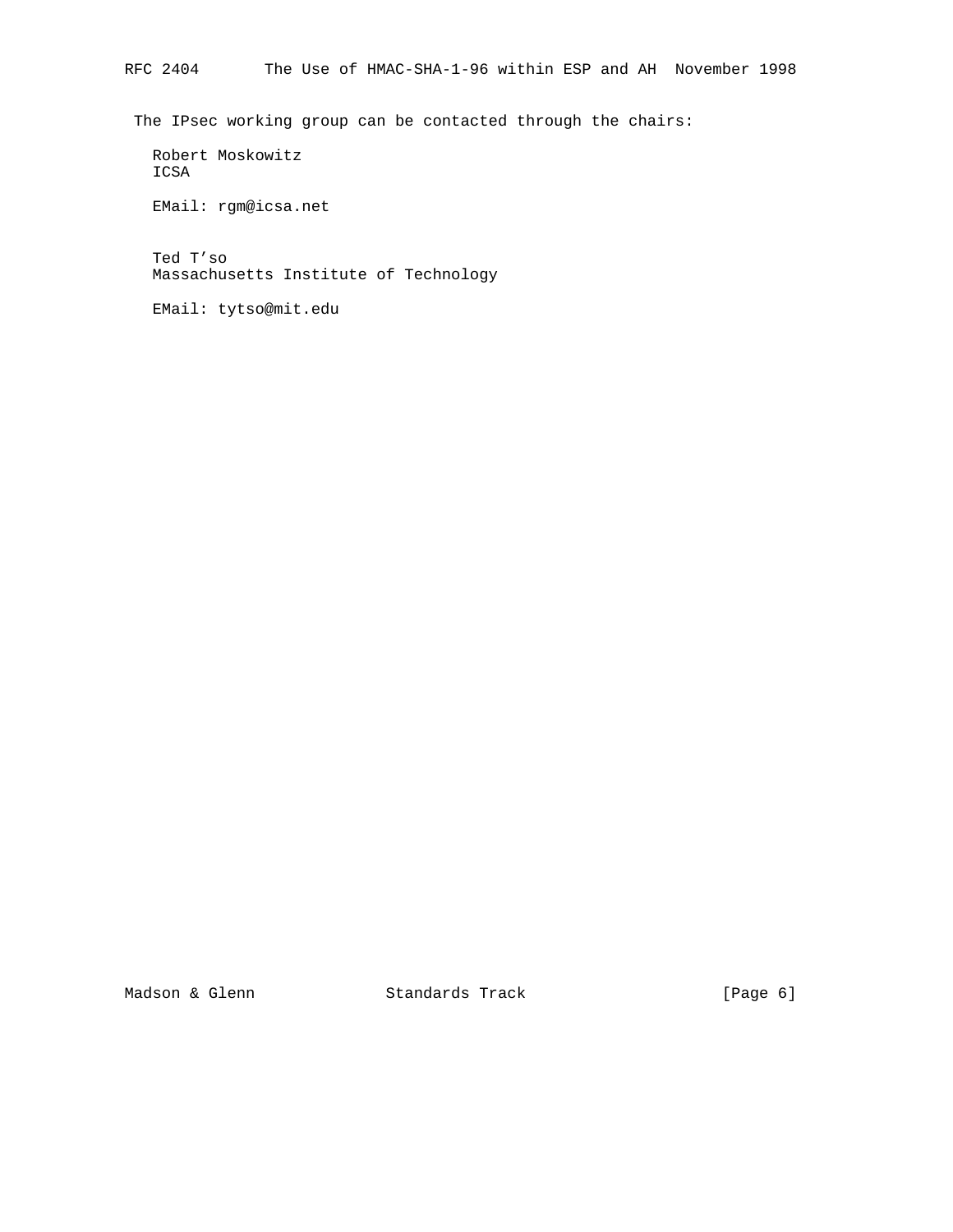The IPsec working group can be contacted through the chairs:

Robert Moskowitz
ICSA

EMail: rgm@icsa.net

Ted T'so
Massachusetts Institute of Technology

EMail: tytso@mit.edu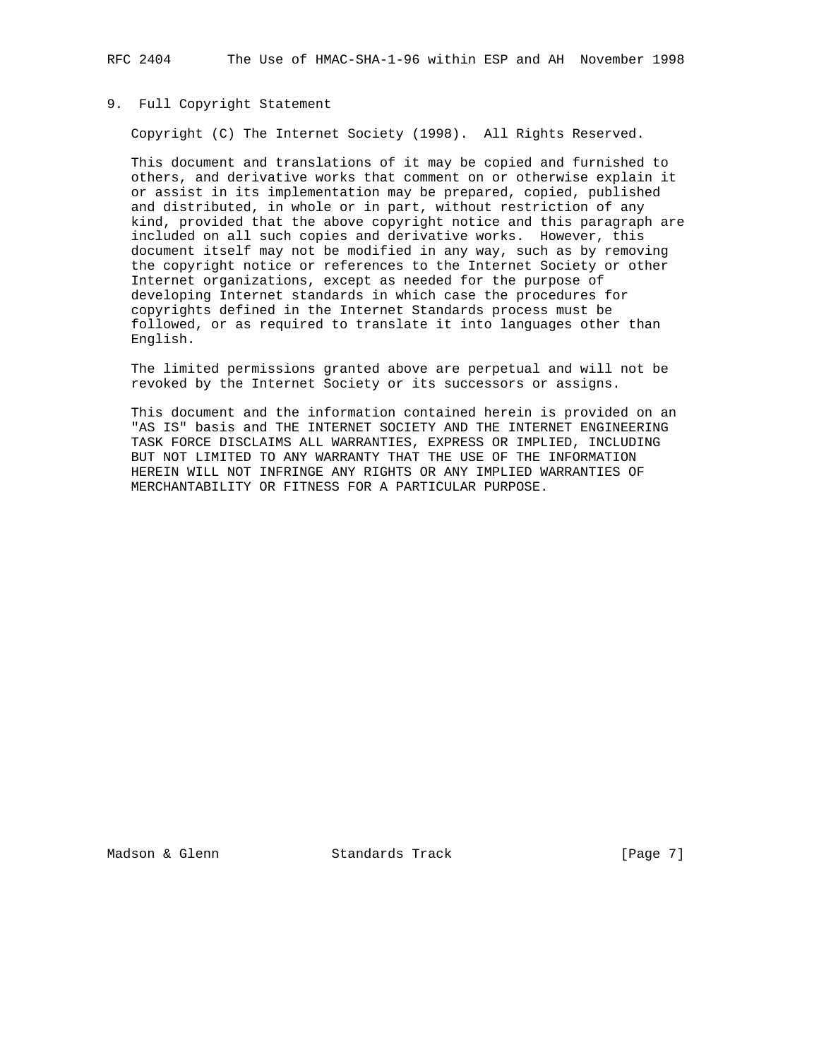## 9. Full Copyright Statement

Copyright (C) The Internet Society (1998). All Rights Reserved.

This document and translations of it may be copied and furnished to others, and derivative works that comment on or otherwise explain it or assist in its implementation may be prepared, copied, published and distributed, in whole or in part, without restriction of any kind, provided that the above copyright notice and this paragraph are included on all such copies and derivative works. However, this document itself may not be modified in any way, such as by removing the copyright notice or references to the Internet Society or other Internet organizations, except as needed for the purpose of developing Internet standards in which case the procedures for copyrights defined in the Internet Standards process must be followed, or as required to translate it into languages other than English.

The limited permissions granted above are perpetual and will not be revoked by the Internet Society or its successors or assigns.

This document and the information contained herein is provided on an "AS IS" basis and THE INTERNET SOCIETY AND THE INTERNET ENGINEERING TASK FORCE DISCLAIMS ALL WARRANTIES, EXPRESS OR IMPLIED, INCLUDING BUT NOT LIMITED TO ANY WARRANTY THAT THE USE OF THE INFORMATION HEREIN WILL NOT INFRINGE ANY RIGHTS OR ANY IMPLIED WARRANTIES OF MERCHANTABILITY OR FITNESS FOR A PARTICULAR PURPOSE.